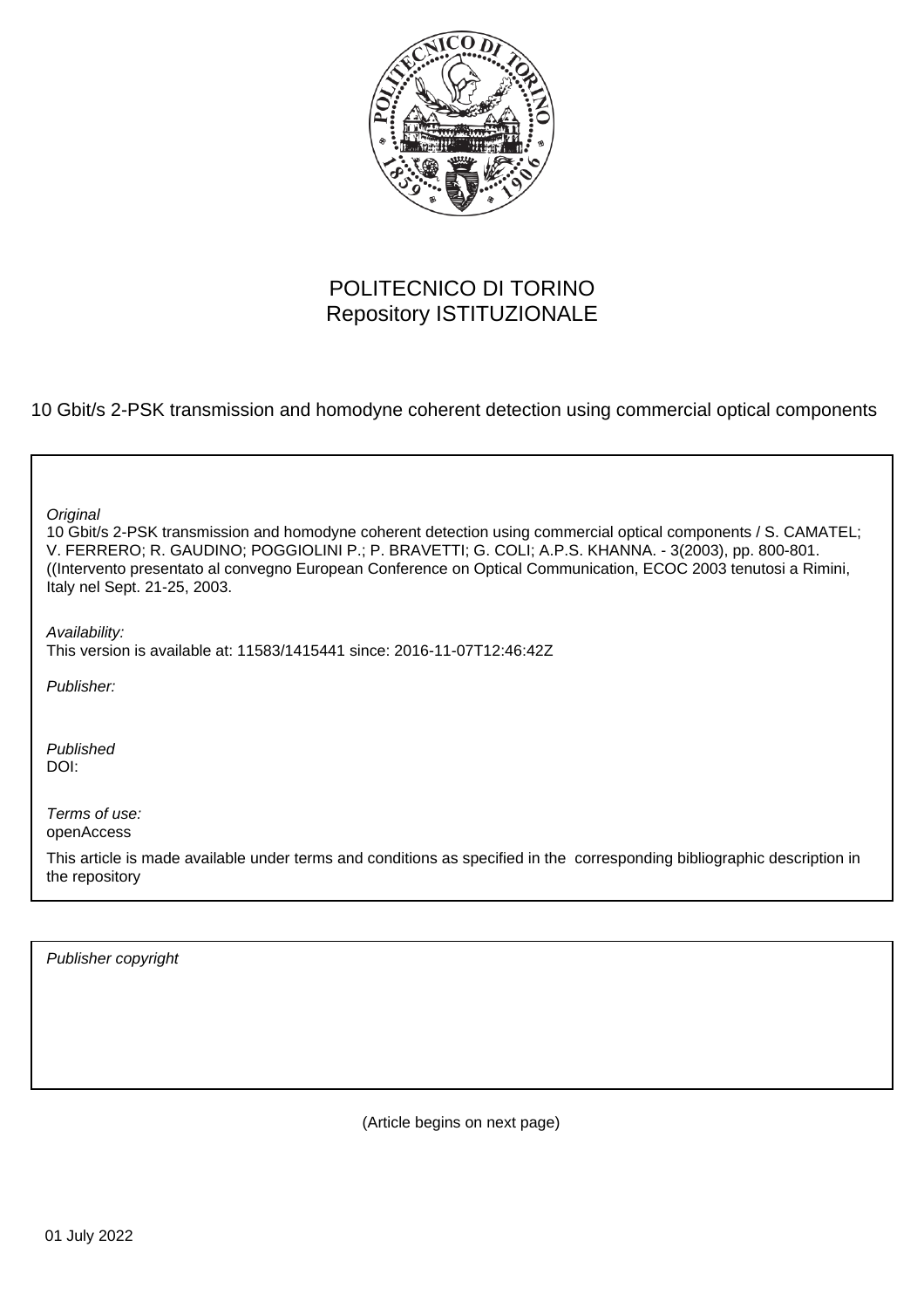POLITECNICO DI TORINO
Repository ISTITUZIONALE

10 Gbit/s 2-PSK transmission and homodyne coherent detection using commercial optical components

*Original*
10 Gbit/s 2-PSK transmission and homodyne coherent detection using commercial optical components / S. CAMATEL; V. FERRERO; R. GAUDINO; POGGIOLINI P.; P. BRAVETTI; G. COLI; A.P.S. KHANNA. - 3(2003), pp. 800-801. ((Intervento presentato al convegno European Conference on Optical Communication, ECOC 2003 tenutosi a Rimini, Italy nel Sept. 21-25, 2003.

*Availability:*
This version is available at: 11583/1415441 since: 2016-11-07T12:46:42Z

*Publisher:*

*Published*
DOI:

*Terms of use:*
openAccess

This article is made available under terms and conditions as specified in the corresponding bibliographic description in the repository

*Publisher copyright*

(Article begins on next page)

01 July 2022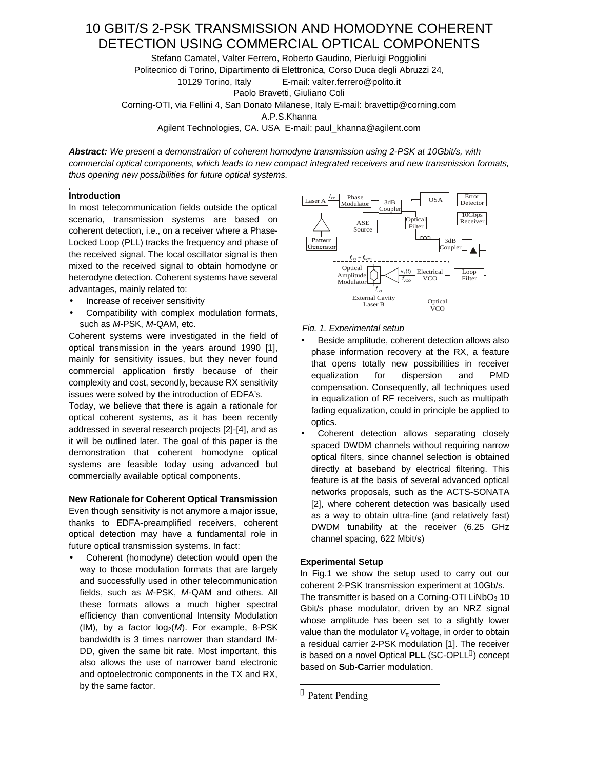# 10 GBIT/S 2-PSK TRANSMISSION AND HOMODYNE COHERENT DETECTION USING COMMERCIAL OPTICAL COMPONENTS

Stefano Camatel, Valter Ferrero, Roberto Gaudino, Pierluigi Poggiolini
Politecnico di Torino, Dipartimento di Elettronica, Corso Duca degli Abruzzi 24,
10129 Torino, Italy E-mail: valter.ferrero@polito.it
Paolo Bravetti, Giuliano Coli
Corning-OTI, via Fellini 4, San Donato Milanese, Italy E-mail: bravettip@corning.com
A.P.S.Khanna
Agilent Technologies, CA. USA E-mail: paul_khanna@agilent.com

***Abstract:*** *We present a demonstration of coherent homodyne transmission using 2-PSK at 10Gbit/s, with commercial optical components, which leads to new compact integrated receivers and new transmission formats, thus opening new possibilities for future optical systems.*

**Introduction**

In most telecommunication fields outside the optical scenario, transmission systems are based on coherent detection, i.e., on a receiver where a Phase-Locked Loop (PLL) tracks the frequency and phase of the received signal. The local oscillator signal is then mixed to the received signal to obtain homodyne or heterodyne detection. Coherent systems have several advantages, mainly related to:

- Increase of receiver sensitivity
- Compatibility with complex modulation formats, such as *M*-PSK, *M*-QAM, etc.

Coherent systems were investigated in the field of optical transmission in the years around 1990 [1], mainly for sensitivity issues, but they never found commercial application firstly because of their complexity and cost, secondly, because RX sensitivity issues were solved by the introduction of EDFA's.

Today, we believe that there is again a rationale for optical coherent systems, as it has been recently addressed in several research projects [2]-[4], and as it will be outlined later. The goal of this paper is the demonstration that coherent homodyne optical systems are feasible today using advanced but commercially available optical components.

**New Rationale for Coherent Optical Transmission**

Even though sensitivity is not anymore a major issue, thanks to EDFA-preamplified receivers, coherent optical detection may have a fundamental role in future optical transmission systems. In fact:

- Coherent (homodyne) detection would open the way to those modulation formats that are largely and successfully used in other telecommunication fields, such as *M*-PSK, *M*-QAM and others. All these formats allows a much higher spectral efficiency than conventional Intensity Modulation (IM), by a factor $\log_2(M)$. For example, 8-PSK bandwidth is 3 times narrower than standard IM-DD, given the same bit rate. Most important, this also allows the use of narrower band electronic and optoelectronic components in the TX and RX, by the same factor.
- Beside amplitude, coherent detection allows also phase information recovery at the RX, a feature that opens totally new possibilities in receiver equalization for dispersion and PMD compensation. Consequently, all techniques used in equalization of RF receivers, such as multipath fading equalization, could in principle be applied to optics.
- Coherent detection allows separating closely spaced DWDM channels without requiring narrow optical filters, since channel selection is obtained directly at baseband by electrical filtering. This feature is at the basis of several advanced optical networks proposals, such as the ACTS-SONATA [2], where coherent detection was basically used as a way to obtain ultra-fine (and relatively fast) DWDM tunability at the receiver (6.25 GHz channel spacing, 622 Mbit/s)

*Fig. 1. Experimental setup*

**Experimental Setup**

In Fig.1 we show the setup used to carry out our coherent 2-PSK transmission experiment at 10Gb/s.

The transmitter is based on a Corning-OTI $LiNbO_3$ 10 Gbit/s phase modulator, driven by an NRZ signal whose amplitude has been set to a slightly lower value than the modulator $V_\pi$ voltage, in order to obtain a residual carrier 2-PSK modulation [1]. The receiver is based on a novel **O**ptical **PLL** (SC-OPLL[*]) concept based on **S**ub-**C**arrier modulation.

[*] Patent Pending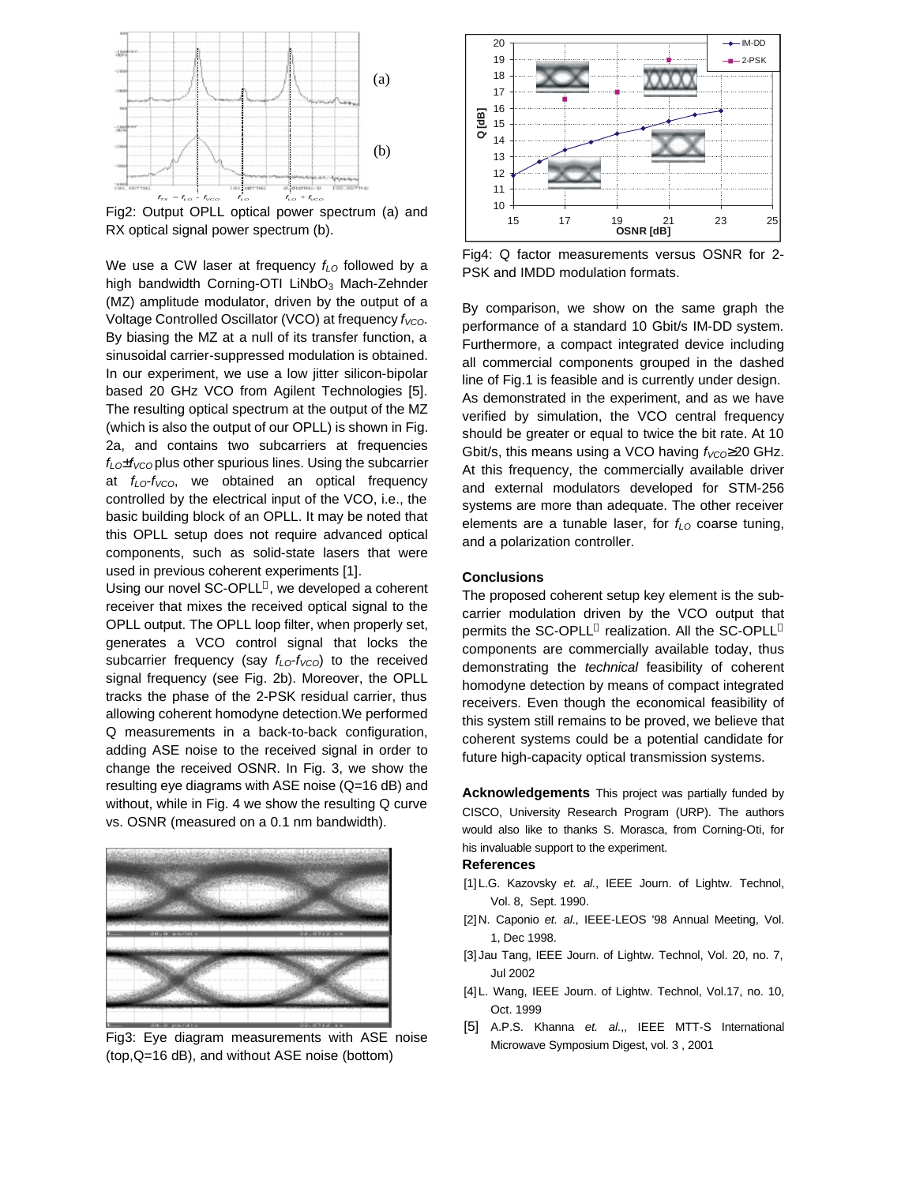(a)

(b)

$f_{RX} = f_{LO} - f_{VCO}$ $f_{LO}$ $f_{LO} + f_{VCO}$

Fig2: Output OPLL optical power spectrum (a) and RX optical signal power spectrum (b).

We use a CW laser at frequency $f_{LO}$ followed by a high bandwidth Corning-OTI $LiNbO_3$ Mach-Zehnder (MZ) amplitude modulator, driven by the output of a Voltage Controlled Oscillator (VCO) at frequency $f_{VCO}$. By biasing the MZ at a null of its transfer function, a sinusoidal carrier-suppressed modulation is obtained. In our experiment, we use a low jitter silicon-bipolar based 20 GHz VCO from Agilent Technologies [5]. The resulting optical spectrum at the output of the MZ (which is also the output of our OPLL) is shown in Fig. 2a, and contains two subcarriers at frequencies $f_{LO} \pm f_{VCO}$ plus other spurious lines. Using the subcarrier at $f_{LO}$-$f_{VCO}$, we obtained an optical frequency controlled by the electrical input of the VCO, i.e., the basic building block of an OPLL. It may be noted that this OPLL setup does not require advanced optical components, such as solid-state lasers that were used in previous coherent experiments [1].

Using our novel SC-OPLL, we developed a coherent receiver that mixes the received optical signal to the OPLL output. The OPLL loop filter, when properly set, generates a VCO control signal that locks the subcarrier frequency (say $f_{LO}$-$f_{VCO}$) to the received signal frequency (see Fig. 2b). Moreover, the OPLL tracks the phase of the 2-PSK residual carrier, thus allowing coherent homodyne detection.We performed Q measurements in a back-to-back configuration, adding ASE noise to the received signal in order to change the received OSNR. In Fig. 3, we show the resulting eye diagrams with ASE noise (Q=16 dB) and without, while in Fig. 4 we show the resulting Q curve vs. OSNR (measured on a 0.1 nm bandwidth).

Fig3: Eye diagram measurements with ASE noise (top,Q=16 dB), and without ASE noise (bottom)

Q [dB]
OSNR [dB]
IM-DD
2-PSK
10 11 12 13 14 15 16 17 18 19 20
15 17 19 21 23 25

Fig4: Q factor measurements versus OSNR for 2-PSK and IMDD modulation formats.

By comparison, we show on the same graph the performance of a standard 10 Gbit/s IM-DD system. Furthermore, a compact integrated device including all commercial components grouped in the dashed line of Fig.1 is feasible and is currently under design. As demonstrated in the experiment, and as we have verified by simulation, the VCO central frequency should be greater or equal to twice the bit rate. At 10 Gbit/s, this means using a VCO having $f_{VCO} \geq 20$ GHz. At this frequency, the commercially available driver and external modulators developed for STM-256 systems are more than adequate. The other receiver elements are a tunable laser, for $f_{LO}$ coarse tuning, and a polarization controller.

## Conclusions

The proposed coherent setup key element is the sub-carrier modulation driven by the VCO output that permits the SC-OPLL realization. All the SC-OPLL components are commercially available today, thus demonstrating the *technical* feasibility of coherent homodyne detection by means of compact integrated receivers. Even though the economical feasibility of this system still remains to be proved, we believe that coherent systems could be a potential candidate for future high-capacity optical transmission systems.

**Acknowledgements** This project was partially funded by CISCO, University Research Program (URP). The authors would also like to thanks S. Morasca, from Corning-Oti, for his invaluable support to the experiment.

## References

[1] L.G. Kazovsky *et. al.*, IEEE Journ. of Lightw. Technol, Vol. 8, Sept. 1990.

[2] N. Caponio *et. al.*, IEEE-LEOS '98 Annual Meeting, Vol. 1, Dec 1998.

[3] Jau Tang, IEEE Journ. of Lightw. Technol, Vol. 20, no. 7, Jul 2002

[4] L. Wang, IEEE Journ. of Lightw. Technol, Vol.17, no. 10, Oct. 1999

[5] A.P.S. Khanna *et. al.*,, IEEE MTT-S International Microwave Symposium Digest, vol. 3 , 2001